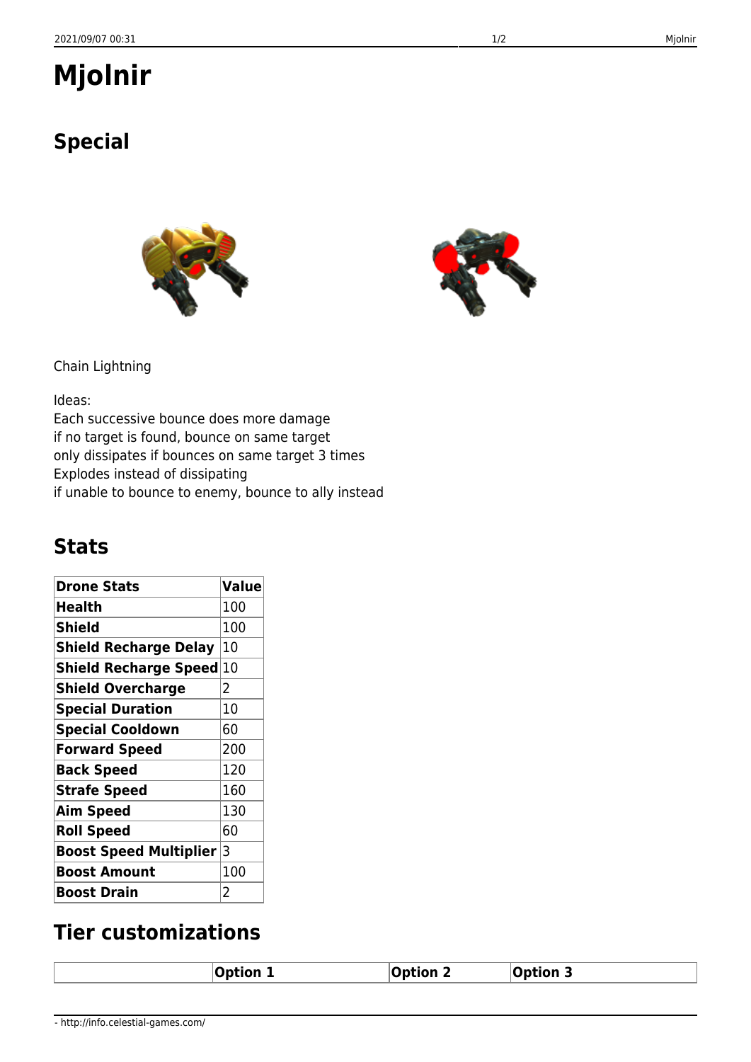# Mjolnir

## Special

Chain Lightning

Ideas:
Each successive bounce does more damage
if no target is found, bounce on same target
only dissipates if bounces on same target 3 times
Explodes instead of dissipating
if unable to bounce to enemy, bounce to ally instead

## Stats

| Drone Stats | Value |
|---|---|
| **Health** | 100 |
| **Shield** | 100 |
| **Shield Recharge Delay** | 10 |
| **Shield Recharge Speed** | 10 |
| **Shield Overcharge** | 2 |
| **Special Duration** | 10 |
| **Special Cooldown** | 60 |
| **Forward Speed** | 200 |
| **Back Speed** | 120 |
| **Strafe Speed** | 160 |
| **Aim Speed** | 130 |
| **Roll Speed** | 60 |
| **Boost Speed Multiplier** | 3 |
| **Boost Amount** | 100 |
| **Boost Drain** | 2 |

## Tier customizations

| | Option 1 | Option 2 | Option 3 |
|---|---|---|---|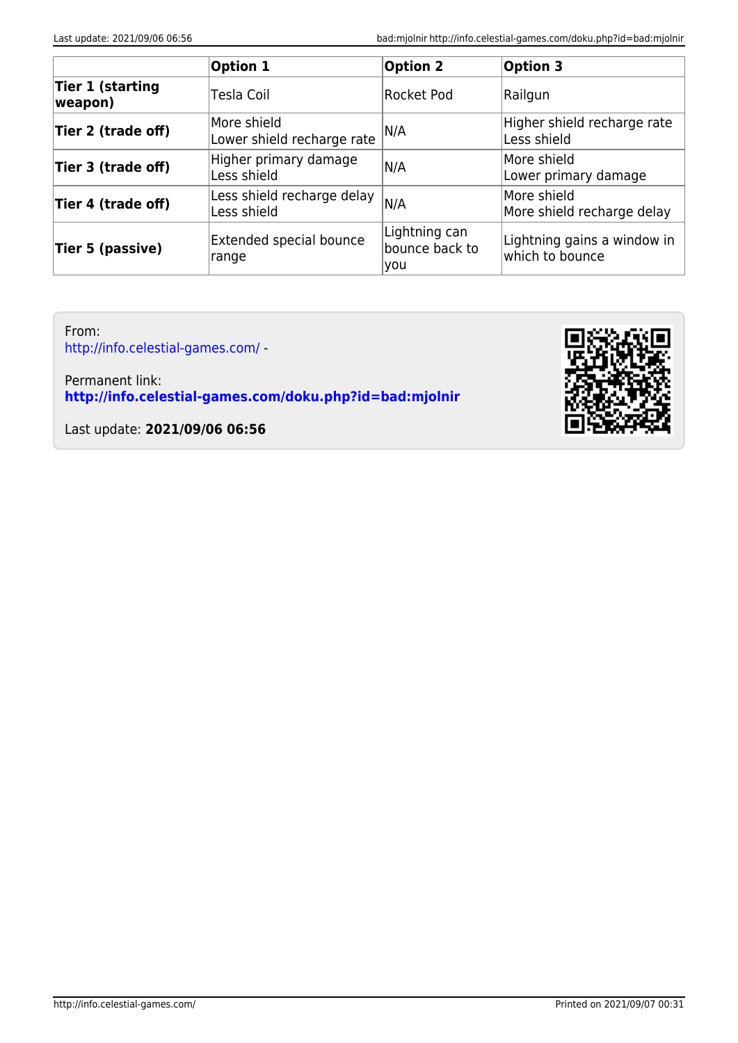| | Option 1 | Option 2 | Option 3 |
|---|---|---|---|
| **Tier 1 (starting weapon)** | Tesla Coil | Rocket Pod | Railgun |
| **Tier 2 (trade off)** | More shield<br>Lower shield recharge rate | N/A | Higher shield recharge rate<br>Less shield |
| **Tier 3 (trade off)** | Higher primary damage<br>Less shield | N/A | More shield<br>Lower primary damage |
| **Tier 4 (trade off)** | Less shield recharge delay<br>Less shield | N/A | More shield<br>More shield recharge delay |
| **Tier 5 (passive)** | Extended special bounce range | Lightning can bounce back to you | Lightning gains a window in which to bounce |

From:
http://info.celestial-games.com/ -

Permanent link:
**http://info.celestial-games.com/doku.php?id=bad:mjolnir**

Last update: **2021/09/06 06:56**